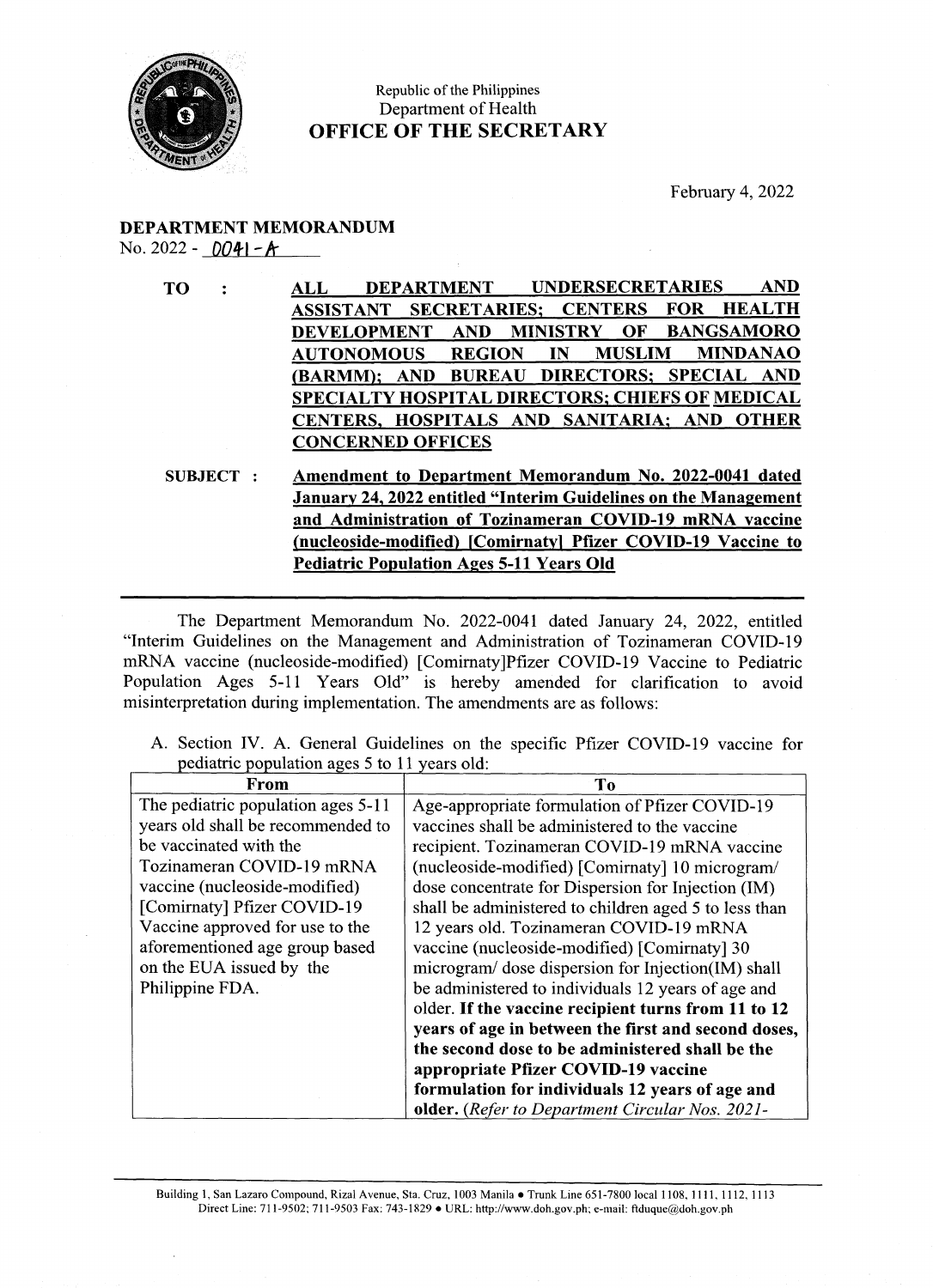Republic of the Philippines
Department of Health
**OFFICE OF THE SECRETARY**

February 4, 2022

**DEPARTMENT MEMORANDUM**
No. 2022 - 0041-A

**TO :** **ALL DEPARTMENT UNDERSECRETARIES AND ASSISTANT SECRETARIES; CENTERS FOR HEALTH DEVELOPMENT AND MINISTRY OF BANGSAMORO AUTONOMOUS REGION IN MUSLIM MINDANAO (BARMM); AND BUREAU DIRECTORS; SPECIAL AND SPECIALTY HOSPITAL DIRECTORS; CHIEFS OF MEDICAL CENTERS, HOSPITALS AND SANITARIA; AND OTHER CONCERNED OFFICES**

**SUBJECT :** **Amendment to Department Memorandum No. 2022-0041 dated January 24, 2022 entitled "Interim Guidelines on the Management and Administration of Tozinameran COVID-19 mRNA vaccine (nucleoside-modified) [Comirnaty] Pfizer COVID-19 Vaccine to Pediatric Population Ages 5-11 Years Old**

---

The Department Memorandum No. 2022-0041 dated January 24, 2022, entitled "Interim Guidelines on the Management and Administration of Tozinameran COVID-19 mRNA vaccine (nucleoside-modified) [Comirnaty]Pfizer COVID-19 Vaccine to Pediatric Population Ages 5-11 Years Old" is hereby amended for clarification to avoid misinterpretation during implementation. The amendments are as follows:

A. Section IV. A. General Guidelines on the specific Pfizer COVID-19 vaccine for pediatric population ages 5 to 11 years old:

| From | To |
|---|---|
| The pediatric population ages 5-11 years old shall be recommended to be vaccinated with the Tozinameran COVID-19 mRNA vaccine (nucleoside-modified) [Comirnaty] Pfizer COVID-19 Vaccine approved for use to the aforementioned age group based on the EUA issued by the Philippine FDA. | Age-appropriate formulation of Pfizer COVID-19 vaccines shall be administered to the vaccine recipient. Tozinameran COVID-19 mRNA vaccine (nucleoside-modified) [Comirnaty] 10 microgram/ dose concentrate for Dispersion for Injection (IM) shall be administered to children aged 5 to less than 12 years old. Tozinameran COVID-19 mRNA vaccine (nucleoside-modified) [Comirnaty] 30 microgram/ dose dispersion for Injection(IM) shall be administered to individuals 12 years of age and older. **If the vaccine recipient turns from 11 to 12 years of age in between the first and second doses, the second dose to be administered shall be the appropriate Pfizer COVID-19 vaccine formulation for individuals 12 years of age and older.** *(Refer to Department Circular Nos. 2021-* |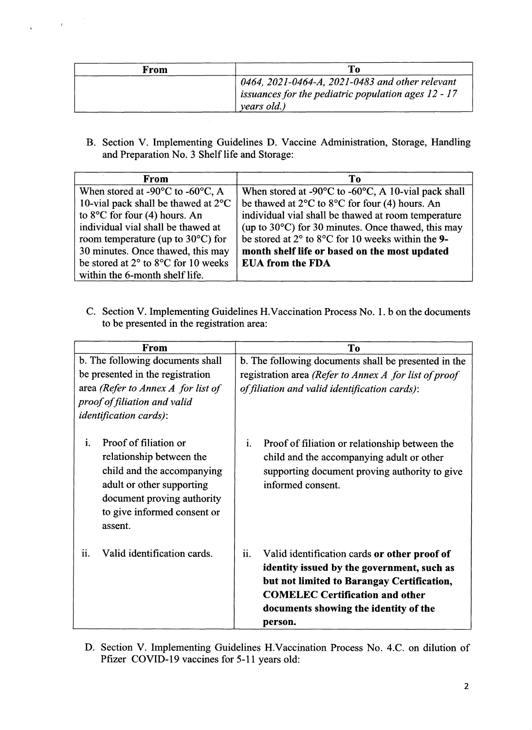| From | To |
|---|---|
| | *0464, 2021-0464-A, 2021-0483 and other relevant issuances for the pediatric population ages 12 - 17 years old.)* |

B. Section V. Implementing Guidelines D. Vaccine Administration, Storage, Handling and Preparation No. 3 Shelf life and Storage:

| From | To |
|---|---|
| When stored at -90°C to -60°C, A 10-vial pack shall be thawed at 2°C to 8°C for four (4) hours. An individual vial shall be thawed at room temperature (up to 30°C) for 30 minutes. Once thawed, this may be stored at 2° to 8°C for 10 weeks within the 6-month shelf life. | When stored at -90°C to -60°C, A 10-vial pack shall be thawed at 2°C to 8°C for four (4) hours. An individual vial shall be thawed at room temperature (up to 30°C) for 30 minutes. Once thawed, this may be stored at 2° to 8°C for 10 weeks within the **9-month shelf life or based on the most updated EUA from the FDA** |

C. Section V. Implementing Guidelines H.Vaccination Process No. 1. b on the documents to be presented in the registration area:

| From | To |
|---|---|
| b. The following documents shall be presented in the registration area *(Refer to Annex A for list of proof of filiation and valid identification cards)*: | b. The following documents shall be presented in the registration area *(Refer to Annex A for list of proof of filiation and valid identification cards)*: |
| i. Proof of filiation or relationship between the child and the accompanying adult or other supporting document proving authority to give informed consent or assent. | i. Proof of filiation or relationship between the child and the accompanying adult or other supporting document proving authority to give informed consent. |
| ii. Valid identification cards. | ii. Valid identification cards **or other proof of identity issued by the government, such as but not limited to Barangay Certification, COMELEC Certification and other documents showing the identity of the person.** |

D. Section V. Implementing Guidelines H.Vaccination Process No. 4.C. on dilution of Pfizer COVID-19 vaccines for 5-11 years old: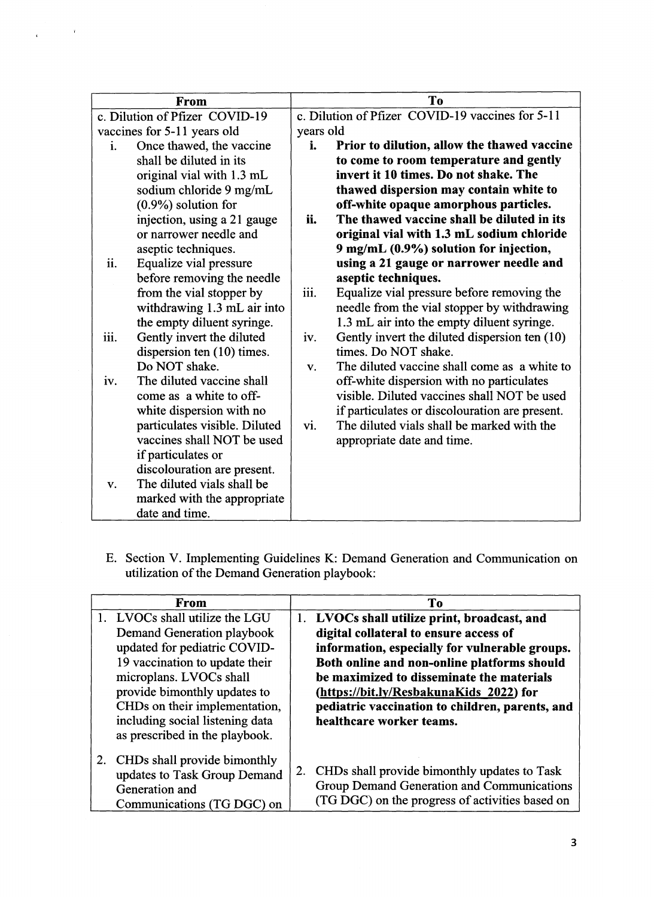| From | To |
|---|---|
| c. Dilution of Pfizer COVID-19 vaccines for 5-11 years old<br>i. Once thawed, the vaccine shall be diluted in its original vial with 1.3 mL sodium chloride 9 mg/mL (0.9%) solution for injection, using a 21 gauge or narrower needle and aseptic techniques.<br>ii. Equalize vial pressure before removing the needle from the vial stopper by withdrawing 1.3 mL air into the empty diluent syringe.<br>iii. Gently invert the diluted dispersion ten (10) times. Do NOT shake.<br>iv. The diluted vaccine shall come as a white to off-white dispersion with no particulates visible. Diluted vaccines shall NOT be used if particulates or discolouration are present.<br>v. The diluted vials shall be marked with the appropriate date and time. | c. Dilution of Pfizer COVID-19 vaccines for 5-11 years old<br>**i. Prior to dilution, allow the thawed vaccine to come to room temperature and gently invert it 10 times. Do not shake. The thawed dispersion may contain white to off-white opaque amorphous particles.**<br>**ii. The thawed vaccine shall be diluted in its original vial with 1.3 mL sodium chloride 9 mg/mL (0.9%) solution for injection, using a 21 gauge or narrower needle and aseptic techniques.**<br>iii. Equalize vial pressure before removing the needle from the vial stopper by withdrawing 1.3 mL air into the empty diluent syringe.<br>iv. Gently invert the diluted dispersion ten (10) times. Do NOT shake.<br>v. The diluted vaccine shall come as a white to off-white dispersion with no particulates visible. Diluted vaccines shall NOT be used if particulates or discolouration are present.<br>vi. The diluted vials shall be marked with the appropriate date and time. |

E. Section V. Implementing Guidelines K: Demand Generation and Communication on utilization of the Demand Generation playbook:

| From | To |
|---|---|
| 1. LVOCs shall utilize the LGU Demand Generation playbook updated for pediatric COVID-19 vaccination to update their microplans. LVOCs shall provide bimonthly updates to CHDs on their implementation, including social listening data as prescribed in the playbook. | 1. **LVOCs shall utilize print, broadcast, and digital collateral to ensure access of information, especially for vulnerable groups. Both online and non-online platforms should be maximized to disseminate the materials (https://bit.ly/ResbakunaKids_2022) for pediatric vaccination to children, parents, and healthcare worker teams.** |
| 2. CHDs shall provide bimonthly updates to Task Group Demand Generation and Communications (TG DGC) on | 2. CHDs shall provide bimonthly updates to Task Group Demand Generation and Communications (TG DGC) on the progress of activities based on |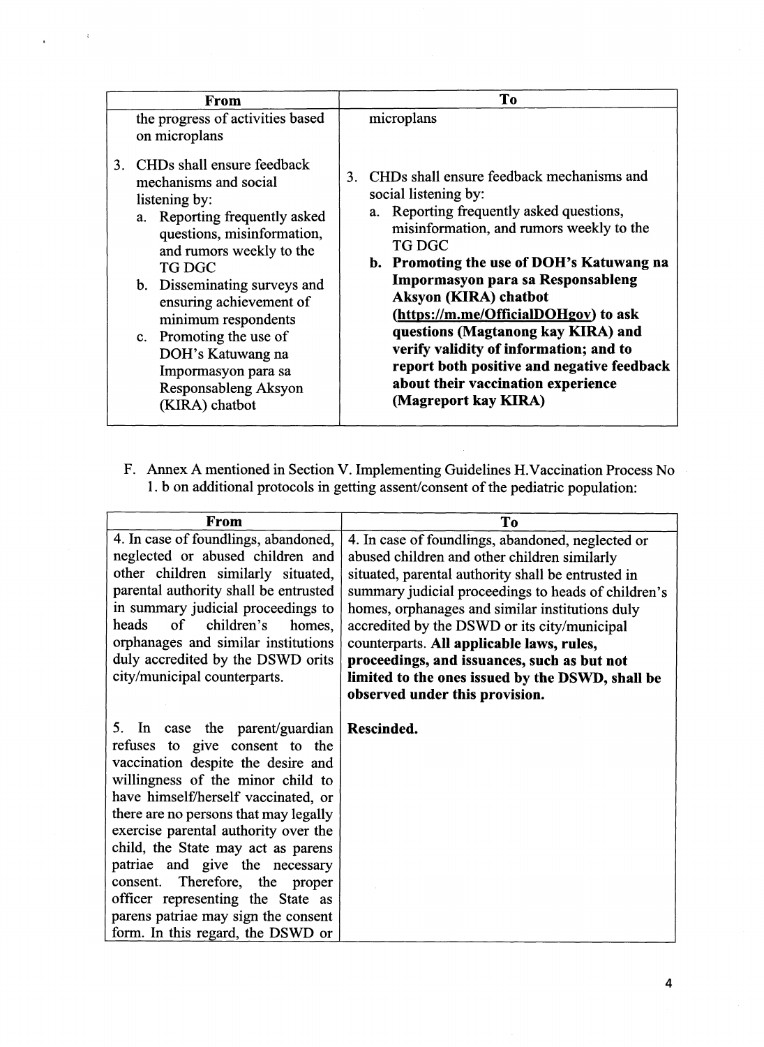| From | To |
|---|---|
| the progress of activities based on microplans<br><br>3. CHDs shall ensure feedback mechanisms and social listening by:<br>a. Reporting frequently asked questions, misinformation, and rumors weekly to the TG DGC<br>b. Disseminating surveys and ensuring achievement of minimum respondents<br>c. Promoting the use of DOH's Katuwang na Impormasyon para sa Responsableng Aksyon (KIRA) chatbot | microplans<br><br>3. CHDs shall ensure feedback mechanisms and social listening by:<br>a. Reporting frequently asked questions, misinformation, and rumors weekly to the TG DGC<br>**b. Promoting the use of DOH's Katuwang na Impormasyon para sa Responsableng Aksyon (KIRA) chatbot (https://m.me/OfficialDOHgov) to ask questions (Magtanong kay KIRA) and verify validity of information; and to report both positive and negative feedback about their vaccination experience (Magreport kay KIRA)** |

F. Annex A mentioned in Section V. Implementing Guidelines H.Vaccination Process No 1. b on additional protocols in getting assent/consent of the pediatric population:

| From | To |
|---|---|
| 4. In case of foundlings, abandoned, neglected or abused children and other children similarly situated, parental authority shall be entrusted in summary judicial proceedings to heads of children's homes, orphanages and similar institutions duly accredited by the DSWD orits city/municipal counterparts. | 4. In case of foundlings, abandoned, neglected or abused children and other children similarly situated, parental authority shall be entrusted in summary judicial proceedings to heads of children's homes, orphanages and similar institutions duly accredited by the DSWD or its city/municipal counterparts. **All applicable laws, rules, proceedings, and issuances, such as but not limited to the ones issued by the DSWD, shall be observed under this provision.** |
| 5. In case the parent/guardian refuses to give consent to the vaccination despite the desire and willingness of the minor child to have himself/herself vaccinated, or there are no persons that may legally exercise parental authority over the child, the State may act as parens patriae and give the necessary consent. Therefore, the proper officer representing the State as parens patriae may sign the consent form. In this regard, the DSWD or | **Rescinded.** |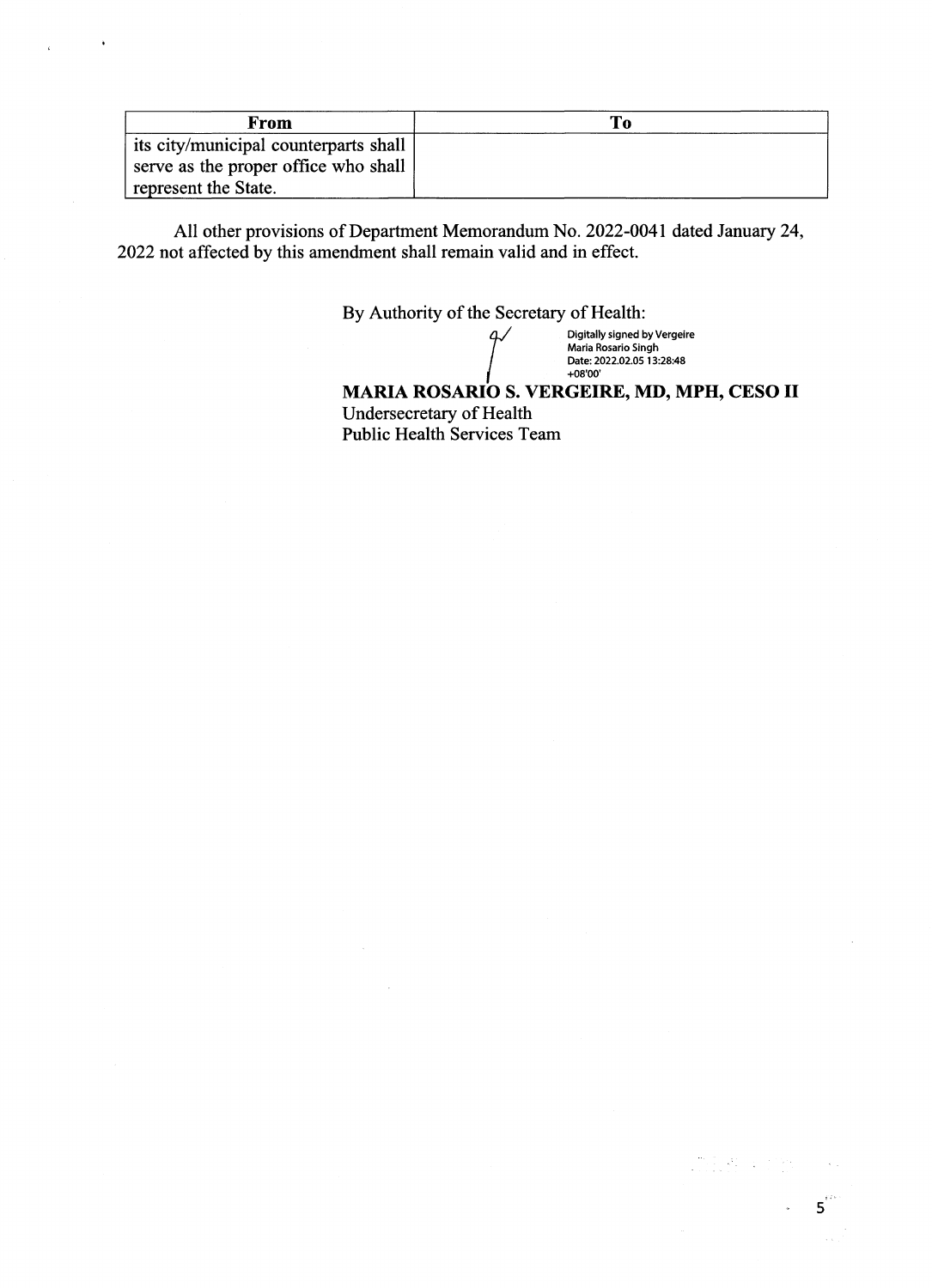| From | To |
| --- | --- |
| its city/municipal counterparts shall serve as the proper office who shall represent the State. | |

All other provisions of Department Memorandum No. 2022-0041 dated January 24, 2022 not affected by this amendment shall remain valid and in effect.

By Authority of the Secretary of Health:

Digitally signed by Vergeire Maria Rosario Singh
Date: 2022.02.05 13:28:48 +08'00'

**MARIA ROSARIO S. VERGEIRE, MD, MPH, CESO II**
Undersecretary of Health
Public Health Services Team